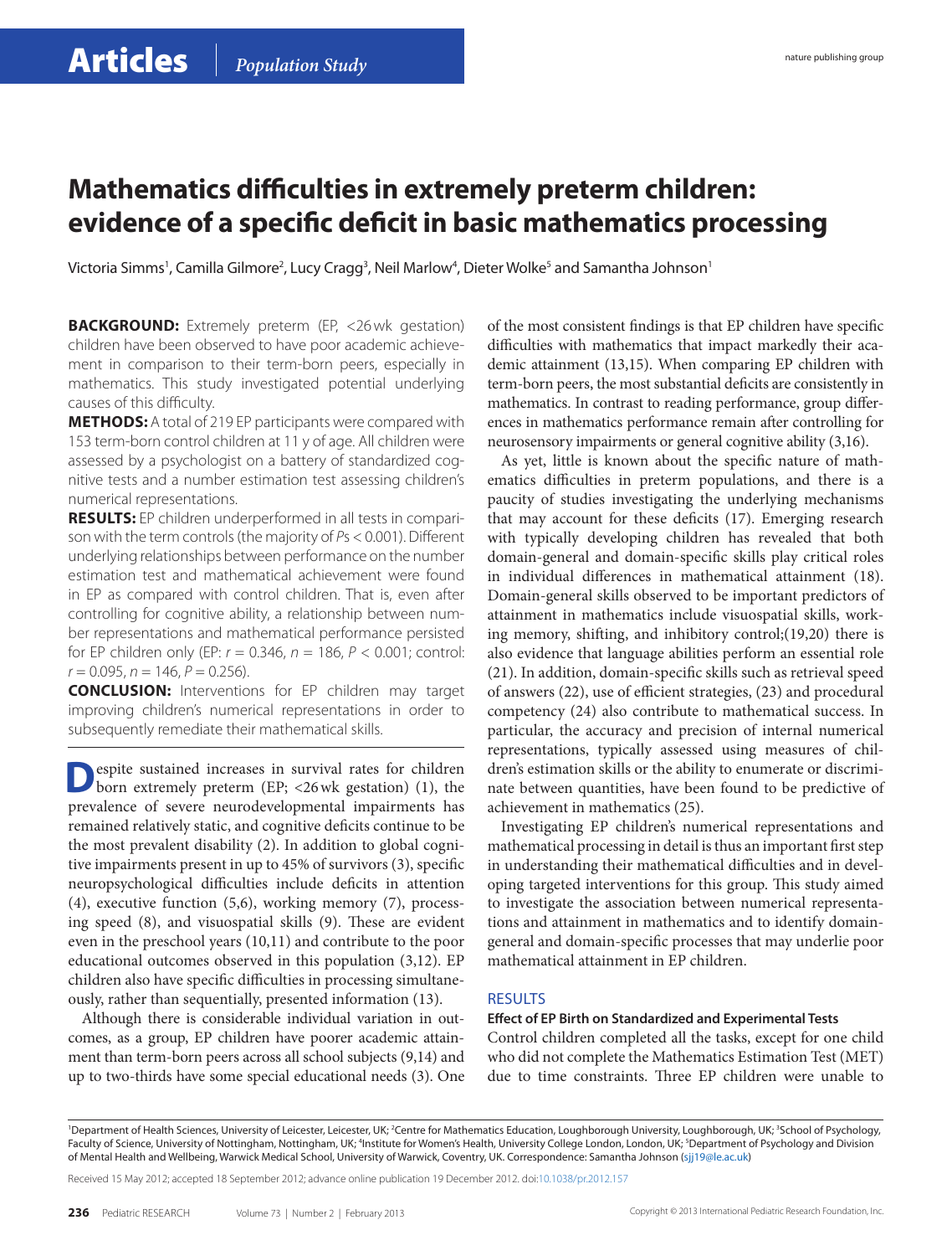# Mathematics difficulties in extremely preterm children: evidence of a specific deficit in basic mathematics processing

Victoria Simms[1], Camilla Gilmore[2], Lucy Cragg[3], Neil Marlow[4], Dieter Wolke[5] and Samantha Johnson[1]

**BACKGROUND:** Extremely preterm (EP, <26 wk gestation) children have been observed to have poor academic achievement in comparison to their term-born peers, especially in mathematics. This study investigated potential underlying causes of this difficulty.

**METHODS:** A total of 219 EP participants were compared with 153 term-born control children at 11 y of age. All children were assessed by a psychologist on a battery of standardized cognitive tests and a number estimation test assessing children's numerical representations.

**RESULTS:** EP children underperformed in all tests in comparison with the term controls (the majority of $P$s < 0.001). Different underlying relationships between performance on the number estimation test and mathematical achievement were found in EP as compared with control children. That is, even after controlling for cognitive ability, a relationship between number representations and mathematical performance persisted for EP children only (EP: $r = 0.346$, $n = 186$, $P < 0.001$; control: $r = 0.095$, $n = 146$, $P = 0.256$).

**CONCLUSION:** Interventions for EP children may target improving children's numerical representations in order to subsequently remediate their mathematical skills.

Despite sustained increases in survival rates for children born extremely preterm (EP; <26 wk gestation) (1), the prevalence of severe neurodevelopmental impairments has remained relatively static, and cognitive deficits continue to be the most prevalent disability (2). In addition to global cognitive impairments present in up to 45% of survivors (3), specific neuropsychological difficulties include deficits in attention (4), executive function (5,6), working memory (7), processing speed (8), and visuospatial skills (9). These are evident even in the preschool years (10,11) and contribute to the poor educational outcomes observed in this population (3,12). EP children also have specific difficulties in processing simultaneously, rather than sequentially, presented information (13).

Although there is considerable individual variation in outcomes, as a group, EP children have poorer academic attainment than term-born peers across all school subjects (9,14) and up to two-thirds have some special educational needs (3). One of the most consistent findings is that EP children have specific difficulties with mathematics that impact markedly their academic attainment (13,15). When comparing EP children with term-born peers, the most substantial deficits are consistently in mathematics. In contrast to reading performance, group differences in mathematics performance remain after controlling for neurosensory impairments or general cognitive ability (3,16).

As yet, little is known about the specific nature of mathematics difficulties in preterm populations, and there is a paucity of studies investigating the underlying mechanisms that may account for these deficits (17). Emerging research with typically developing children has revealed that both domain-general and domain-specific skills play critical roles in individual differences in mathematical attainment (18). Domain-general skills observed to be important predictors of attainment in mathematics include visuospatial skills, working memory, shifting, and inhibitory control;(19,20) there is also evidence that language abilities perform an essential role (21). In addition, domain-specific skills such as retrieval speed of answers (22), use of efficient strategies, (23) and procedural competency (24) also contribute to mathematical success. In particular, the accuracy and precision of internal numerical representations, typically assessed using measures of children's estimation skills or the ability to enumerate or discriminate between quantities, have been found to be predictive of achievement in mathematics (25).

Investigating EP children's numerical representations and mathematical processing in detail is thus an important first step in understanding their mathematical difficulties and in developing targeted interventions for this group. This study aimed to investigate the association between numerical representations and attainment in mathematics and to identify domain-general and domain-specific processes that may underlie poor mathematical attainment in EP children.

## RESULTS

### Effect of EP Birth on Standardized and Experimental Tests

Control children completed all the tasks, except for one child who did not complete the Mathematics Estimation Test (MET) due to time constraints. Three EP children were unable to

[1]Department of Health Sciences, University of Leicester, Leicester, UK; [2]Centre for Mathematics Education, Loughborough University, Loughborough, UK; [3]School of Psychology, Faculty of Science, University of Nottingham, Nottingham, UK; [4]Institute for Women's Health, University College London, London, UK; [5]Department of Psychology and Division of Mental Health and Wellbeing, Warwick Medical School, University of Warwick, Coventry, UK. Correspondence: Samantha Johnson (sjj19@le.ac.uk)

Received 15 May 2012; accepted 18 September 2012; advance online publication 19 December 2012. doi:10.1038/pr.2012.157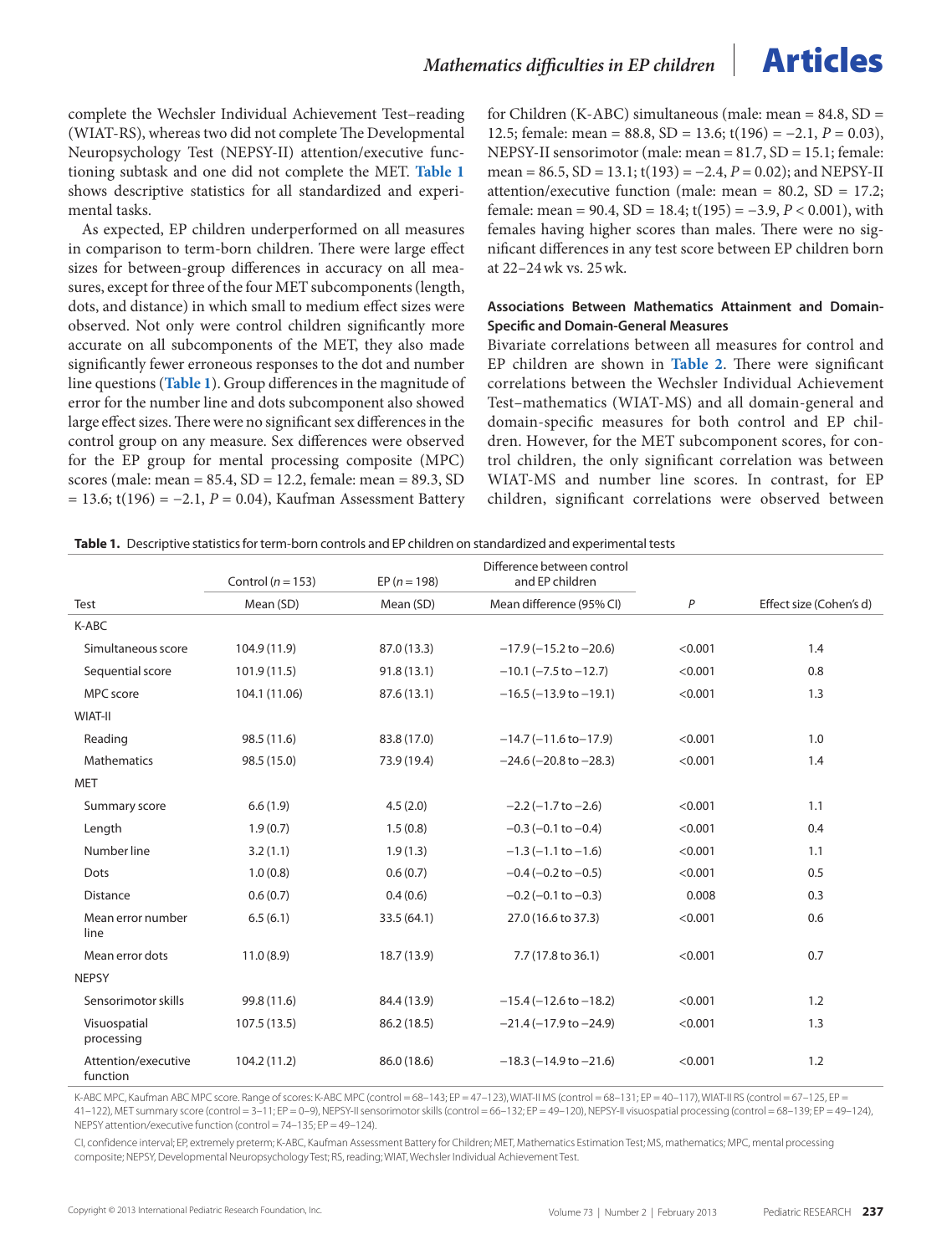complete the Wechsler Individual Achievement Test–reading (WIAT-RS), whereas two did not complete The Developmental Neuropsychology Test (NEPSY-II) attention/executive functioning subtask and one did not complete the MET. **Table 1** shows descriptive statistics for all standardized and experimental tasks.

As expected, EP children underperformed on all measures in comparison to term-born children. There were large effect sizes for between-group differences in accuracy on all measures, except for three of the four MET subcomponents (length, dots, and distance) in which small to medium effect sizes were observed. Not only were control children significantly more accurate on all subcomponents of the MET, they also made significantly fewer erroneous responses to the dot and number line questions (**Table 1**). Group differences in the magnitude of error for the number line and dots subcomponent also showed large effect sizes. There were no significant sex differences in the control group on any measure. Sex differences were observed for the EP group for mental processing composite (MPC) scores (male: mean = 85.4, SD = 12.2, female: mean = 89.3, SD = 13.6; $t(196) = -2.1$, $P = 0.04$), Kaufman Assessment Battery for Children (K-ABC) simultaneous (male: mean = 84.8, SD = 12.5; female: mean = 88.8, SD = 13.6; $t(196) = -2.1$, $P = 0.03$), NEPSY-II sensorimotor (male: mean = 81.7, SD = 15.1; female: mean = 86.5, SD = 13.1; $t(193) = -2.4$, $P = 0.02$); and NEPSY-II attention/executive function (male: mean = 80.2, SD = 17.2; female: mean = 90.4, SD = 18.4; $t(195) = -3.9$, $P < 0.001$), with females having higher scores than males. There were no significant differences in any test score between EP children born at 22–24 wk vs. 25 wk.

### Associations Between Mathematics Attainment and Domain-Specific and Domain-General Measures

Bivariate correlations between all measures for control and EP children are shown in **Table 2**. There were significant correlations between the Wechsler Individual Achievement Test–mathematics (WIAT-MS) and all domain-general and domain-specific measures for both control and EP children. However, for the MET subcomponent scores, for control children, the only significant correlation was between WIAT-MS and number line scores. In contrast, for EP children, significant correlations were observed between

**Table 1.** Descriptive statistics for term-born controls and EP children on standardized and experimental tests

| | Control ($n$ = 153) | EP ($n$ = 198) | Difference between control and EP children | | |
|---|---|---|---|---|---|
| Test | Mean (SD) | Mean (SD) | Mean difference (95% CI) | $P$ | Effect size (Cohen's d) |
| K-ABC | | | | | |
| Simultaneous score | 104.9 (11.9) | 87.0 (13.3) | −17.9 (−15.2 to −20.6) | <0.001 | 1.4 |
| Sequential score | 101.9 (11.5) | 91.8 (13.1) | −10.1 (−7.5 to −12.7) | <0.001 | 0.8 |
| MPC score | 104.1 (11.06) | 87.6 (13.1) | −16.5 (−13.9 to −19.1) | <0.001 | 1.3 |
| WIAT-II | | | | | |
| Reading | 98.5 (11.6) | 83.8 (17.0) | −14.7 (−11.6 to−17.9) | <0.001 | 1.0 |
| Mathematics | 98.5 (15.0) | 73.9 (19.4) | −24.6 (−20.8 to −28.3) | <0.001 | 1.4 |
| MET | | | | | |
| Summary score | 6.6 (1.9) | 4.5 (2.0) | −2.2 (−1.7 to −2.6) | <0.001 | 1.1 |
| Length | 1.9 (0.7) | 1.5 (0.8) | −0.3 (−0.1 to −0.4) | <0.001 | 0.4 |
| Number line | 3.2 (1.1) | 1.9 (1.3) | −1.3 (−1.1 to −1.6) | <0.001 | 1.1 |
| Dots | 1.0 (0.8) | 0.6 (0.7) | −0.4 (−0.2 to −0.5) | <0.001 | 0.5 |
| Distance | 0.6 (0.7) | 0.4 (0.6) | −0.2 (−0.1 to −0.3) | 0.008 | 0.3 |
| Mean error number line | 6.5 (6.1) | 33.5 (64.1) | 27.0 (16.6 to 37.3) | <0.001 | 0.6 |
| Mean error dots | 11.0 (8.9) | 18.7 (13.9) | 7.7 (17.8 to 36.1) | <0.001 | 0.7 |
| NEPSY | | | | | |
| Sensorimotor skills | 99.8 (11.6) | 84.4 (13.9) | −15.4 (−12.6 to −18.2) | <0.001 | 1.2 |
| Visuospatial processing | 107.5 (13.5) | 86.2 (18.5) | −21.4 (−17.9 to −24.9) | <0.001 | 1.3 |
| Attention/executive function | 104.2 (11.2) | 86.0 (18.6) | −18.3 (−14.9 to −21.6) | <0.001 | 1.2 |

K-ABC MPC, Kaufman ABC MPC score. Range of scores: K-ABC MPC (control = 68–143; EP = 47–123), WIAT-II MS (control = 68–131; EP = 40–117), WIAT-II RS (control = 67–125, EP = 41–122), MET summary score (control = 3–11; EP = 0–9), NEPSY-II sensorimotor skills (control = 66–132; EP = 49–120), NEPSY-II visuospatial processing (control = 68–139; EP = 49–124), NEPSY attention/executive function (control = 74–135; EP = 49–124).

CI, confidence interval; EP, extremely preterm; K-ABC, Kaufman Assessment Battery for Children; MET, Mathematics Estimation Test; MS, mathematics; MPC, mental processing composite; NEPSY, Developmental Neuropsychology Test; RS, reading; WIAT, Wechsler Individual Achievement Test.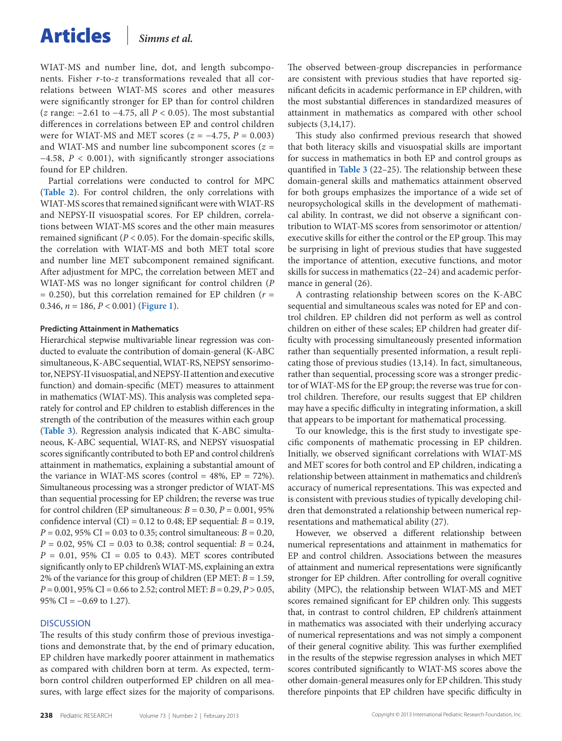WIAT-MS and number line, dot, and length subcomponents. Fisher *r*-to-*z* transformations revealed that all correlations between WIAT-MS scores and other measures were significantly stronger for EP than for control children ($z$ range: −2.61 to −4.75, all $P < 0.05$). The most substantial differences in correlations between EP and control children were for WIAT-MS and MET scores ($z = -4.75$, $P = 0.003$) and WIAT-MS and number line subcomponent scores ($z = -4.58$, $P < 0.001$), with significantly stronger associations found for EP children.

Partial correlations were conducted to control for MPC (**Table 2**). For control children, the only correlations with WIAT-MS scores that remained significant were with WIAT-RS and NEPSY-II visuospatial scores. For EP children, correlations between WIAT-MS scores and the other main measures remained significant ($P < 0.05$). For the domain-specific skills, the correlation with WIAT-MS and both MET total score and number line MET subcomponent remained significant. After adjustment for MPC, the correlation between MET and WIAT-MS was no longer significant for control children ($P = 0.250$), but this correlation remained for EP children ($r = 0.346$, $n = 186$, $P < 0.001$) (**Figure 1**).

#### Predicting Attainment in Mathematics

Hierarchical stepwise multivariable linear regression was conducted to evaluate the contribution of domain-general (K-ABC simultaneous, K-ABC sequential, WIAT-RS, NEPSY sensorimotor, NEPSY-II visuospatial, and NEPSY-II attention and executive function) and domain-specific (MET) measures to attainment in mathematics (WIAT-MS). This analysis was completed separately for control and EP children to establish differences in the strength of the contribution of the measures within each group (**Table 3**). Regression analysis indicated that K-ABC simultaneous, K-ABC sequential, WIAT-RS, and NEPSY visuospatial scores significantly contributed to both EP and control children's attainment in mathematics, explaining a substantial amount of the variance in WIAT-MS scores (control = 48%, EP = 72%). Simultaneous processing was a stronger predictor of WIAT-MS than sequential processing for EP children; the reverse was true for control children (EP simultaneous: $B = 0.30$, $P = 0.001$, 95% confidence interval (CI) = 0.12 to 0.48; EP sequential: $B = 0.19$, $P = 0.02$, 95% CI = 0.03 to 0.35; control simultaneous: $B = 0.20$, $P = 0.02$, 95% CI = 0.03 to 0.38; control sequential: $B = 0.24$, $P = 0.01$, 95% CI = 0.05 to 0.43). MET scores contributed significantly only to EP children's WIAT-MS, explaining an extra 2% of the variance for this group of children (EP MET: $B = 1.59$, $P = 0.001$, 95% CI = 0.66 to 2.52; control MET: $B = 0.29$, $P > 0.05$, 95% CI = −0.69 to 1.27).

## DISCUSSION

The results of this study confirm those of previous investigations and demonstrate that, by the end of primary education, EP children have markedly poorer attainment in mathematics as compared with children born at term. As expected, term-born control children outperformed EP children on all measures, with large effect sizes for the majority of comparisons. The observed between-group discrepancies in performance are consistent with previous studies that have reported significant deficits in academic performance in EP children, with the most substantial differences in standardized measures of attainment in mathematics as compared with other school subjects (3,14,17).

This study also confirmed previous research that showed that both literacy skills and visuospatial skills are important for success in mathematics in both EP and control groups as quantified in **Table 3** (22–25). The relationship between these domain-general skills and mathematics attainment observed for both groups emphasizes the importance of a wide set of neuropsychological skills in the development of mathematical ability. In contrast, we did not observe a significant contribution to WIAT-MS scores from sensorimotor or attention/executive skills for either the control or the EP group. This may be surprising in light of previous studies that have suggested the importance of attention, executive functions, and motor skills for success in mathematics (22–24) and academic performance in general (26).

A contrasting relationship between scores on the K-ABC sequential and simultaneous scales was noted for EP and control children. EP children did not perform as well as control children on either of these scales; EP children had greater difficulty with processing simultaneously presented information rather than sequentially presented information, a result replicating those of previous studies (13,14). In fact, simultaneous, rather than sequential, processing score was a stronger predictor of WIAT-MS for the EP group; the reverse was true for control children. Therefore, our results suggest that EP children may have a specific difficulty in integrating information, a skill that appears to be important for mathematical processing.

To our knowledge, this is the first study to investigate specific components of mathematic processing in EP children. Initially, we observed significant correlations with WIAT-MS and MET scores for both control and EP children, indicating a relationship between attainment in mathematics and children's accuracy of numerical representations. This was expected and is consistent with previous studies of typically developing children that demonstrated a relationship between numerical representations and mathematical ability (27).

However, we observed a different relationship between numerical representations and attainment in mathematics for EP and control children. Associations between the measures of attainment and numerical representations were significantly stronger for EP children. After controlling for overall cognitive ability (MPC), the relationship between WIAT-MS and MET scores remained significant for EP children only. This suggests that, in contrast to control children, EP children's attainment in mathematics was associated with their underlying accuracy of numerical representations and was not simply a component of their general cognitive ability. This was further exemplified in the results of the stepwise regression analyses in which MET scores contributed significantly to WIAT-MS scores above the other domain-general measures only for EP children. This study therefore pinpoints that EP children have specific difficulty in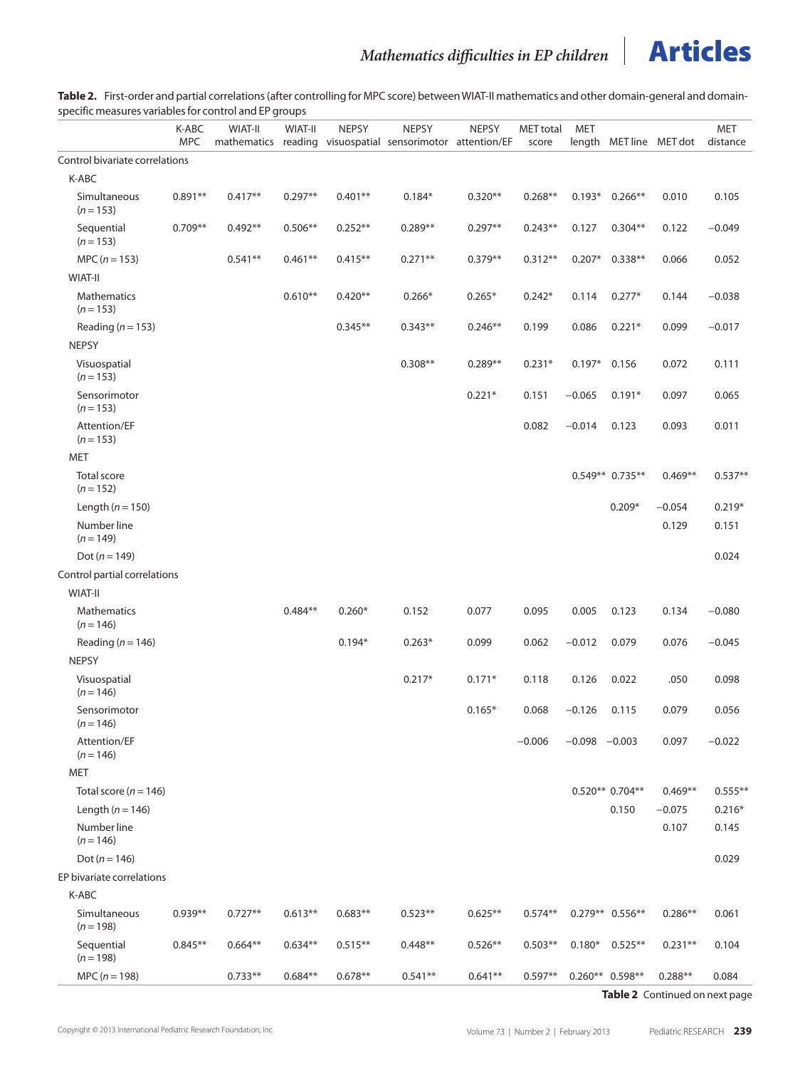**Table 2.** First-order and partial correlations (after controlling for MPC score) between WIAT-II mathematics and other domain-general and domain-specific measures variables for control and EP groups

| | K-ABC MPC | WIAT-II mathematics | WIAT-II reading | NEPSY visuospatial | NEPSY sensorimotor | NEPSY attention/EF | MET total score | MET length | MET line | MET dot | MET distance |
|---|---|---|---|---|---|---|---|---|---|---|---|
| Control bivariate correlations | | | | | | | | | | | |
| K-ABC | | | | | | | | | | | |
| Simultaneous ($n = 153$) | 0.891** | 0.417** | 0.297** | 0.401** | 0.184* | 0.320** | 0.268** | 0.193* | 0.266** | 0.010 | 0.105 |
| Sequential ($n = 153$) | 0.709** | 0.492** | 0.506** | 0.252** | 0.289** | 0.297** | 0.243** | 0.127 | 0.304** | 0.122 | −0.049 |
| MPC ($n = 153$) | | 0.541** | 0.461** | 0.415** | 0.271** | 0.379** | 0.312** | 0.207* | 0.338** | 0.066 | 0.052 |
| WIAT-II | | | | | | | | | | | |
| Mathematics ($n = 153$) | | | 0.610** | 0.420** | 0.266* | 0.265* | 0.242* | 0.114 | 0.277* | 0.144 | −0.038 |
| Reading ($n = 153$) | | | | 0.345** | 0.343** | 0.246** | 0.199 | 0.086 | 0.221* | 0.099 | −0.017 |
| NEPSY | | | | | | | | | | | |
| Visuospatial ($n = 153$) | | | | | 0.308** | 0.289** | 0.231* | 0.197* | 0.156 | 0.072 | 0.111 |
| Sensorimotor ($n = 153$) | | | | | | 0.221* | 0.151 | −0.065 | 0.191* | 0.097 | 0.065 |
| Attention/EF ($n = 153$) | | | | | | | 0.082 | −0.014 | 0.123 | 0.093 | 0.011 |
| MET | | | | | | | | | | | |
| Total score ($n = 152$) | | | | | | | | 0.549** | 0.735** | 0.469** | 0.537** |
| Length ($n = 150$) | | | | | | | | | 0.209* | −0.054 | 0.219* |
| Number line ($n = 149$) | | | | | | | | | | 0.129 | 0.151 |
| Dot ($n = 149$) | | | | | | | | | | | 0.024 |
| Control partial correlations | | | | | | | | | | | |
| WIAT-II | | | | | | | | | | | |
| Mathematics ($n = 146$) | | | 0.484** | 0.260* | 0.152 | 0.077 | 0.095 | 0.005 | 0.123 | 0.134 | −0.080 |
| Reading ($n = 146$) | | | | 0.194* | 0.263* | 0.099 | 0.062 | −0.012 | 0.079 | 0.076 | −0.045 |
| NEPSY | | | | | | | | | | | |
| Visuospatial ($n = 146$) | | | | | 0.217* | 0.171* | 0.118 | 0.126 | 0.022 | .050 | 0.098 |
| Sensorimotor ($n = 146$) | | | | | | 0.165* | 0.068 | −0.126 | 0.115 | 0.079 | 0.056 |
| Attention/EF ($n = 146$) | | | | | | | −0.006 | −0.098 | −0.003 | 0.097 | −0.022 |
| MET | | | | | | | | | | | |
| Total score ($n = 146$) | | | | | | | | 0.520** | 0.704** | 0.469** | 0.555** |
| Length ($n = 146$) | | | | | | | | | 0.150 | −0.075 | 0.216* |
| Number line ($n = 146$) | | | | | | | | | | 0.107 | 0.145 |
| Dot ($n = 146$) | | | | | | | | | | | 0.029 |
| EP bivariate correlations | | | | | | | | | | | |
| K-ABC | | | | | | | | | | | |
| Simultaneous ($n = 198$) | 0.939** | 0.727** | 0.613** | 0.683** | 0.523** | 0.625** | 0.574** | 0.279** | 0.556** | 0.286** | 0.061 |
| Sequential ($n = 198$) | 0.845** | 0.664** | 0.634** | 0.515** | 0.448** | 0.526** | 0.503** | 0.180* | 0.525** | 0.231** | 0.104 |
| MPC ($n = 198$) | | 0.733** | 0.684** | 0.678** | 0.541** | 0.641** | 0.597** | 0.260** | 0.598** | 0.288** | 0.084 |

**Table 2** Continued on next page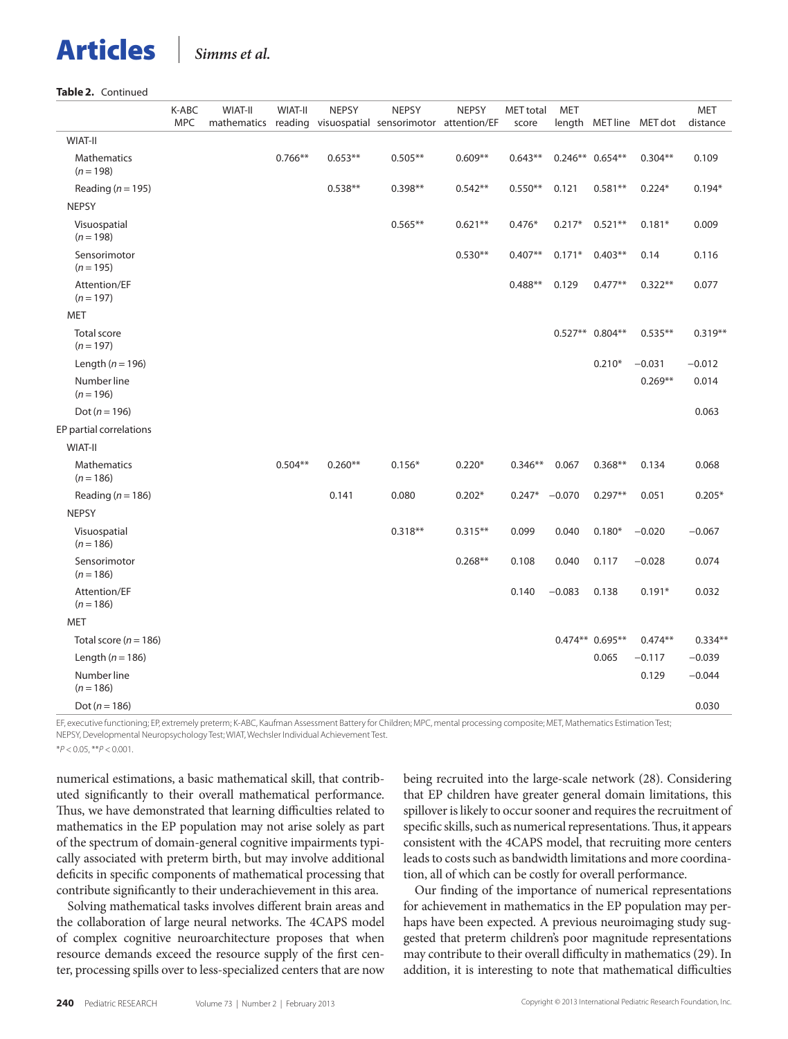**Table 2.** Continued

| | K-ABC MPC | WIAT-II mathematics | WIAT-II reading | NEPSY visuospatial | NEPSY sensorimotor | NEPSY attention/EF | MET total score | MET length | MET line | MET dot | MET distance |
|---|---|---|---|---|---|---|---|---|---|---|---|
| WIAT-II | | | | | | | | | | | |
| Mathematics (*n* = 198) | | | 0.766** | 0.653** | 0.505** | 0.609** | 0.643** | 0.246** | 0.654** | 0.304** | 0.109 |
| Reading (*n* = 195) | | | | 0.538** | 0.398** | 0.542** | 0.550** | 0.121 | 0.581** | 0.224* | 0.194* |
| NEPSY | | | | | | | | | | | |
| Visuospatial (*n* = 198) | | | | | 0.565** | 0.621** | 0.476* | 0.217* | 0.521** | 0.181* | 0.009 |
| Sensorimotor (*n* = 195) | | | | | | 0.530** | 0.407** | 0.171* | 0.403** | 0.14 | 0.116 |
| Attention/EF (*n* = 197) | | | | | | | 0.488** | 0.129 | 0.477** | 0.322** | 0.077 |
| MET | | | | | | | | | | | |
| Total score (*n* = 197) | | | | | | | | 0.527** | 0.804** | 0.535** | 0.319** |
| Length (*n* = 196) | | | | | | | | | 0.210* | −0.031 | −0.012 |
| Number line (*n* = 196) | | | | | | | | | | 0.269** | 0.014 |
| Dot (*n* = 196) | | | | | | | | | | | 0.063 |
| EP partial correlations | | | | | | | | | | | |
| WIAT-II | | | | | | | | | | | |
| Mathematics (*n* = 186) | | | 0.504** | 0.260** | 0.156* | 0.220* | 0.346** | 0.067 | 0.368** | 0.134 | 0.068 |
| Reading (*n* = 186) | | | | 0.141 | 0.080 | 0.202* | 0.247* | −0.070 | 0.297** | 0.051 | 0.205* |
| NEPSY | | | | | | | | | | | |
| Visuospatial (*n* = 186) | | | | | 0.318** | 0.315** | 0.099 | 0.040 | 0.180* | −0.020 | −0.067 |
| Sensorimotor (*n* = 186) | | | | | | 0.268** | 0.108 | 0.040 | 0.117 | −0.028 | 0.074 |
| Attention/EF (*n* = 186) | | | | | | | 0.140 | −0.083 | 0.138 | 0.191* | 0.032 |
| MET | | | | | | | | | | | |
| Total score (*n* = 186) | | | | | | | | 0.474** | 0.695** | 0.474** | 0.334** |
| Length (*n* = 186) | | | | | | | | | 0.065 | −0.117 | −0.039 |
| Number line (*n* = 186) | | | | | | | | | | 0.129 | −0.044 |
| Dot (*n* = 186) | | | | | | | | | | | 0.030 |

EF, executive functioning; EP, extremely preterm; K-ABC, Kaufman Assessment Battery for Children; MPC, mental processing composite; MET, Mathematics Estimation Test; NEPSY, Developmental Neuropsychology Test; WIAT, Wechsler Individual Achievement Test.

*$P < 0.05$, **$P < 0.001$.

numerical estimations, a basic mathematical skill, that contributed significantly to their overall mathematical performance. Thus, we have demonstrated that learning difficulties related to mathematics in the EP population may not arise solely as part of the spectrum of domain-general cognitive impairments typically associated with preterm birth, but may involve additional deficits in specific components of mathematical processing that contribute significantly to their underachievement in this area.

Solving mathematical tasks involves different brain areas and the collaboration of large neural networks. The 4CAPS model of complex cognitive neuroarchitecture proposes that when resource demands exceed the resource supply of the first center, processing spills over to less-specialized centers that are now being recruited into the large-scale network (28). Considering that EP children have greater general domain limitations, this spillover is likely to occur sooner and requires the recruitment of specific skills, such as numerical representations. Thus, it appears consistent with the 4CAPS model, that recruiting more centers leads to costs such as bandwidth limitations and more coordination, all of which can be costly for overall performance.

Our finding of the importance of numerical representations for achievement in mathematics in the EP population may perhaps have been expected. A previous neuroimaging study suggested that preterm children's poor magnitude representations may contribute to their overall difficulty in mathematics (29). In addition, it is interesting to note that mathematical difficulties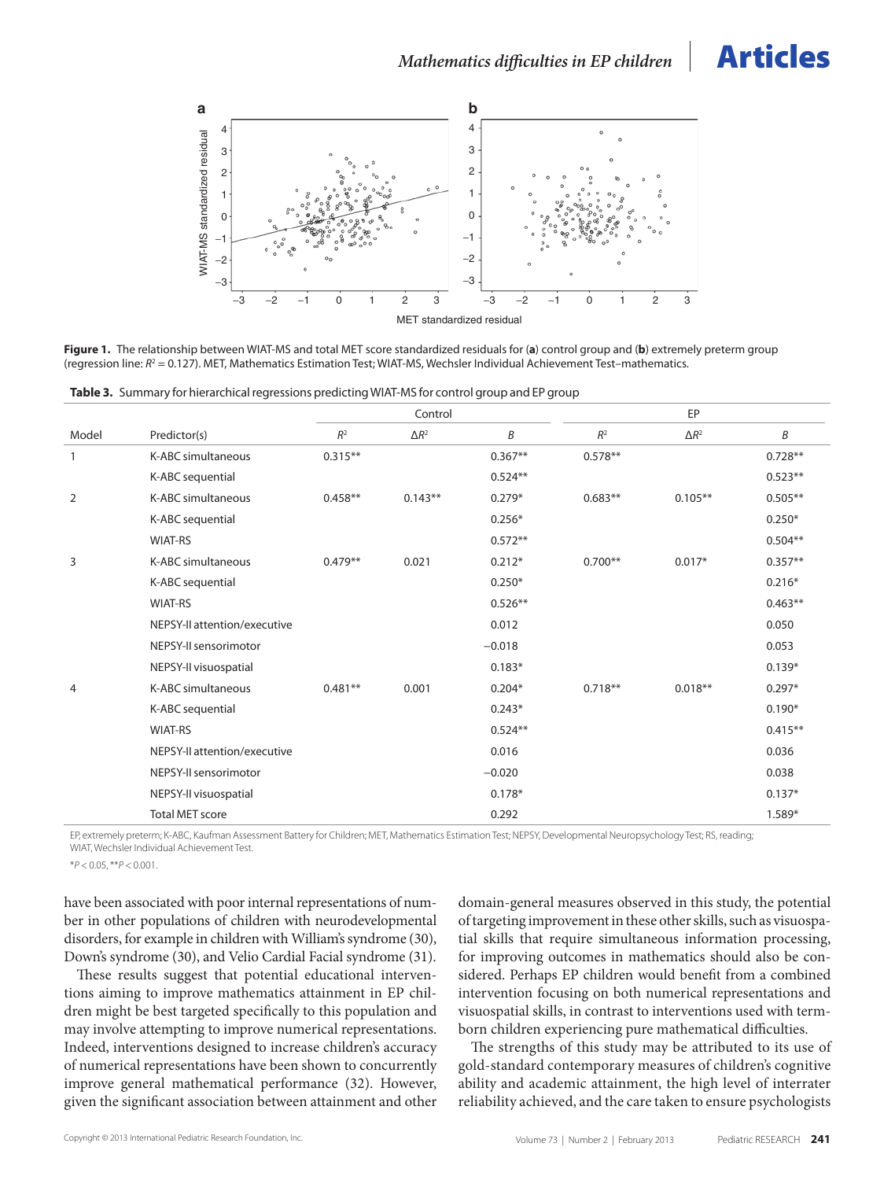**Figure 1.** The relationship between WIAT-MS and total MET score standardized residuals for (**a**) control group and (**b**) extremely preterm group (regression line: $R^2 = 0.127$). MET, Mathematics Estimation Test; WIAT-MS, Wechsler Individual Achievement Test–mathematics.

**Table 3.** Summary for hierarchical regressions predicting WIAT-MS for control group and EP group

| | | Control | | | EP | | |
|---|---|---|---|---|---|---|---|
| Model | Predictor(s) | $R^2$ | $\Delta R^2$ | *B* | $R^2$ | $\Delta R^2$ | *B* |
| 1 | K-ABC simultaneous | 0.315** | | 0.367** | 0.578** | | 0.728** |
| | K-ABC sequential | | | 0.524** | | | 0.523** |
| 2 | K-ABC simultaneous | 0.458** | 0.143** | 0.279* | 0.683** | 0.105** | 0.505** |
| | K-ABC sequential | | | 0.256* | | | 0.250* |
| | WIAT-RS | | | 0.572** | | | 0.504** |
| 3 | K-ABC simultaneous | 0.479** | 0.021 | 0.212* | 0.700** | 0.017* | 0.357** |
| | K-ABC sequential | | | 0.250* | | | 0.216* |
| | WIAT-RS | | | 0.526** | | | 0.463** |
| | NEPSY-II attention/executive | | | 0.012 | | | 0.050 |
| | NEPSY-II sensorimotor | | | −0.018 | | | 0.053 |
| | NEPSY-II visuospatial | | | 0.183* | | | 0.139* |
| 4 | K-ABC simultaneous | 0.481** | 0.001 | 0.204* | 0.718** | 0.018** | 0.297* |
| | K-ABC sequential | | | 0.243* | | | 0.190* |
| | WIAT-RS | | | 0.524** | | | 0.415** |
| | NEPSY-II attention/executive | | | 0.016 | | | 0.036 |
| | NEPSY-II sensorimotor | | | −0.020 | | | 0.038 |
| | NEPSY-II visuospatial | | | 0.178* | | | 0.137* |
| | Total MET score | | | 0.292 | | | 1.589* |

EP, extremely preterm; K-ABC, Kaufman Assessment Battery for Children; MET, Mathematics Estimation Test; NEPSY, Developmental Neuropsychology Test; RS, reading; WIAT, Wechsler Individual Achievement Test.

*$P < 0.05$, **$P < 0.001$.

have been associated with poor internal representations of number in other populations of children with neurodevelopmental disorders, for example in children with William's syndrome (30), Down's syndrome (30), and Velio Cardial Facial syndrome (31).

These results suggest that potential educational interventions aiming to improve mathematics attainment in EP children might be best targeted specifically to this population and may involve attempting to improve numerical representations. Indeed, interventions designed to increase children's accuracy of numerical representations have been shown to concurrently improve general mathematical performance (32). However, given the significant association between attainment and other domain-general measures observed in this study, the potential of targeting improvement in these other skills, such as visuospatial skills that require simultaneous information processing, for improving outcomes in mathematics should also be considered. Perhaps EP children would benefit from a combined intervention focusing on both numerical representations and visuospatial skills, in contrast to interventions used with term-born children experiencing pure mathematical difficulties.

The strengths of this study may be attributed to its use of gold-standard contemporary measures of children's cognitive ability and academic attainment, the high level of interrater reliability achieved, and the care taken to ensure psychologists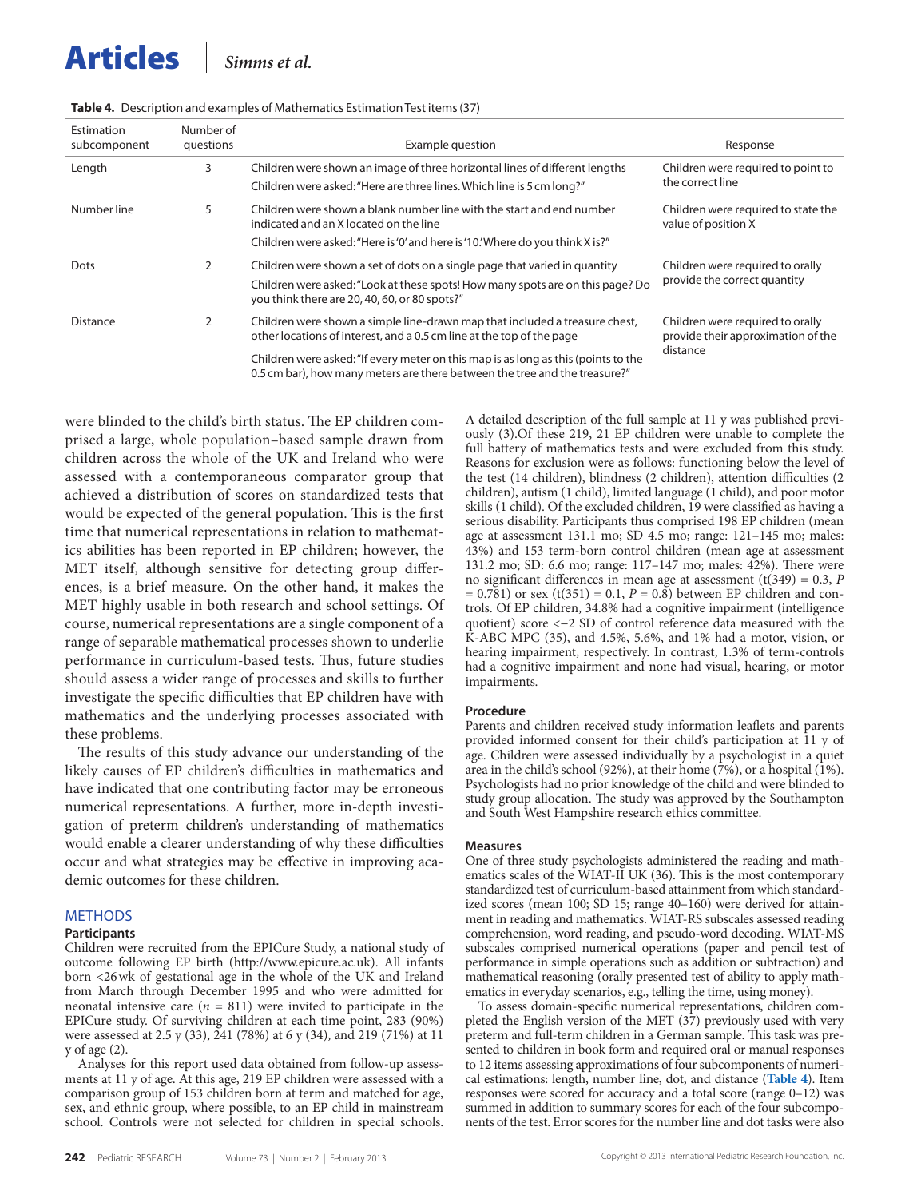**Table 4.** Description and examples of Mathematics Estimation Test items (37)

| Estimation subcomponent | Number of questions | Example question | Response |
|---|---|---|---|
| Length | 3 | Children were shown an image of three horizontal lines of different lengths<br>Children were asked: "Here are three lines. Which line is 5 cm long?" | Children were required to point to the correct line |
| Number line | 5 | Children were shown a blank number line with the start and end number indicated and an X located on the line<br>Children were asked: "Here is '0' and here is '10.' Where do you think X is?" | Children were required to state the value of position X |
| Dots | 2 | Children were shown a set of dots on a single page that varied in quantity<br>Children were asked: "Look at these spots! How many spots are on this page? Do you think there are 20, 40, 60, or 80 spots?" | Children were required to orally provide the correct quantity |
| Distance | 2 | Children were shown a simple line-drawn map that included a treasure chest, other locations of interest, and a 0.5 cm line at the top of the page<br>Children were asked: "If every meter on this map is as long as this (points to the 0.5 cm bar), how many meters are there between the tree and the treasure?" | Children were required to orally provide their approximation of the distance |

were blinded to the child's birth status. The EP children comprised a large, whole population–based sample drawn from children across the whole of the UK and Ireland who were assessed with a contemporaneous comparator group that achieved a distribution of scores on standardized tests that would be expected of the general population. This is the first time that numerical representations in relation to mathematics abilities has been reported in EP children; however, the MET itself, although sensitive for detecting group differences, is a brief measure. On the other hand, it makes the MET highly usable in both research and school settings. Of course, numerical representations are a single component of a range of separable mathematical processes shown to underlie performance in curriculum-based tests. Thus, future studies should assess a wider range of processes and skills to further investigate the specific difficulties that EP children have with mathematics and the underlying processes associated with these problems.

The results of this study advance our understanding of the likely causes of EP children's difficulties in mathematics and have indicated that one contributing factor may be erroneous numerical representations. A further, more in-depth investigation of preterm children's understanding of mathematics would enable a clearer understanding of why these difficulties occur and what strategies may be effective in improving academic outcomes for these children.

## METHODS

### Participants

Children were recruited from the EPICure Study, a national study of outcome following EP birth (http://www.epicure.ac.uk). All infants born <26 wk of gestational age in the whole of the UK and Ireland from March through December 1995 and who were admitted for neonatal intensive care ($n$ = 811) were invited to participate in the EPICure study. Of surviving children at each time point, 283 (90%) were assessed at 2.5 y (33), 241 (78%) at 6 y (34), and 219 (71%) at 11 y of age (2).

Analyses for this report used data obtained from follow-up assessments at 11 y of age. At this age, 219 EP children were assessed with a comparison group of 153 children born at term and matched for age, sex, and ethnic group, where possible, to an EP child in mainstream school. Controls were not selected for children in special schools. A detailed description of the full sample at 11 y was published previously (3).Of these 219, 21 EP children were unable to complete the full battery of mathematics tests and were excluded from this study. Reasons for exclusion were as follows: functioning below the level of the test (14 children), blindness (2 children), attention difficulties (2 children), autism (1 child), limited language (1 child), and poor motor skills (1 child). Of the excluded children, 19 were classified as having a serious disability. Participants thus comprised 198 EP children (mean age at assessment 131.1 mo; SD 4.5 mo; range: 121–145 mo; males: 43%) and 153 term-born control children (mean age at assessment 131.2 mo; SD: 6.6 mo; range: 117–147 mo; males: 42%). There were no significant differences in mean age at assessment ($t(349) = 0.3$, $P = 0.781$) or sex ($t(351) = 0.1$, $P = 0.8$) between EP children and controls. Of EP children, 34.8% had a cognitive impairment (intelligence quotient) score <−2 SD of control reference data measured with the K-ABC MPC (35), and 4.5%, 5.6%, and 1% had a motor, vision, or hearing impairment, respectively. In contrast, 1.3% of term-controls had a cognitive impairment and none had visual, hearing, or motor impairments.

### Procedure

Parents and children received study information leaflets and parents provided informed consent for their child's participation at 11 y of age. Children were assessed individually by a psychologist in a quiet area in the child's school (92%), at their home (7%), or a hospital (1%). Psychologists had no prior knowledge of the child and were blinded to study group allocation. The study was approved by the Southampton and South West Hampshire research ethics committee.

### Measures

One of three study psychologists administered the reading and mathematics scales of the WIAT-II UK (36). This is the most contemporary standardized test of curriculum-based attainment from which standardized scores (mean 100; SD 15; range 40–160) were derived for attainment in reading and mathematics. WIAT-RS subscales assessed reading comprehension, word reading, and pseudo-word decoding. WIAT-MS subscales comprised numerical operations (paper and pencil test of performance in simple operations such as addition or subtraction) and mathematical reasoning (orally presented test of ability to apply mathematics in everyday scenarios, e.g., telling the time, using money).

To assess domain-specific numerical representations, children completed the English version of the MET (37) previously used with very preterm and full-term children in a German sample. This task was presented to children in book form and required oral or manual responses to 12 items assessing approximations of four subcomponents of numerical estimations: length, number line, dot, and distance (**Table 4**). Item responses were scored for accuracy and a total score (range 0–12) was summed in addition to summary scores for each of the four subcomponents of the test. Error scores for the number line and dot tasks were also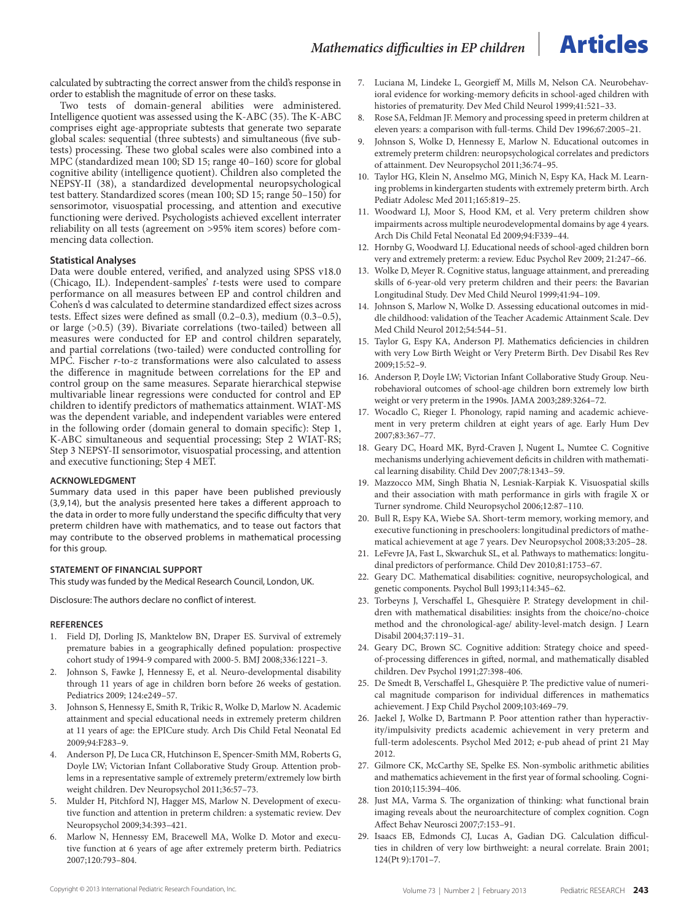calculated by subtracting the correct answer from the child's response in order to establish the magnitude of error on these tasks.

Two tests of domain-general abilities were administered. Intelligence quotient was assessed using the K-ABC (35). The K-ABC comprises eight age-appropriate subtests that generate two separate global scales: sequential (three subtests) and simultaneous (five subtests) processing. These two global scales were also combined into a MPC (standardized mean 100; SD 15; range 40–160) score for global cognitive ability (intelligence quotient). Children also completed the NEPSY-II (38), a standardized developmental neuropsychological test battery. Standardized scores (mean 100; SD 15; range 50–150) for sensorimotor, visuospatial processing, and attention and executive functioning were derived. Psychologists achieved excellent interrater reliability on all tests (agreement on >95% item scores) before commencing data collection.

### Statistical Analyses

Data were double entered, verified, and analyzed using SPSS v18.0 (Chicago, IL). Independent-samples' *t*-tests were used to compare performance on all measures between EP and control children and Cohen's d was calculated to determine standardized effect sizes across tests. Effect sizes were defined as small (0.2–0.3), medium (0.3–0.5), or large (>0.5) (39). Bivariate correlations (two-tailed) between all measures were conducted for EP and control children separately, and partial correlations (two-tailed) were conducted controlling for MPC. Fischer *r*-to-*z* transformations were also calculated to assess the difference in magnitude between correlations for the EP and control group on the same measures. Separate hierarchical stepwise multivariable linear regressions were conducted for control and EP children to identify predictors of mathematics attainment. WIAT-MS was the dependent variable, and independent variables were entered in the following order (domain general to domain specific): Step 1, K-ABC simultaneous and sequential processing; Step 2 WIAT-RS; Step 3 NEPSY-II sensorimotor, visuospatial processing, and attention and executive functioning; Step 4 MET.

### ACKNOWLEDGMENT

Summary data used in this paper have been published previously (3,9,14), but the analysis presented here takes a different approach to the data in order to more fully understand the specific difficulty that very preterm children have with mathematics, and to tease out factors that may contribute to the observed problems in mathematical processing for this group.

### STATEMENT OF FINANCIAL SUPPORT

This study was funded by the Medical Research Council, London, UK.

Disclosure: The authors declare no conflict of interest.

### REFERENCES

1. Field DJ, Dorling JS, Manktelow BN, Draper ES. Survival of extremely premature babies in a geographically defined population: prospective cohort study of 1994-9 compared with 2000-5. BMJ 2008;336:1221–3.
2. Johnson S, Fawke J, Hennessy E, et al. Neuro-developmental disability through 11 years of age in children born before 26 weeks of gestation. Pediatrics 2009; 124:e249–57.
3. Johnson S, Hennessy E, Smith R, Trikic R, Wolke D, Marlow N. Academic attainment and special educational needs in extremely preterm children at 11 years of age: the EPICure study. Arch Dis Child Fetal Neonatal Ed 2009;94:F283–9.
4. Anderson PJ, De Luca CR, Hutchinson E, Spencer-Smith MM, Roberts G, Doyle LW; Victorian Infant Collaborative Study Group. Attention problems in a representative sample of extremely preterm/extremely low birth weight children. Dev Neuropsychol 2011;36:57–73.
5. Mulder H, Pitchford NJ, Hagger MS, Marlow N. Development of executive function and attention in preterm children: a systematic review. Dev Neuropsychol 2009;34:393–421.
6. Marlow N, Hennessy EM, Bracewell MA, Wolke D. Motor and executive function at 6 years of age after extremely preterm birth. Pediatrics 2007;120:793–804.
7. Luciana M, Lindeke L, Georgieff M, Mills M, Nelson CA. Neurobehavioral evidence for working-memory deficits in school-aged children with histories of prematurity. Dev Med Child Neurol 1999;41:521–33.
8. Rose SA, Feldman JF. Memory and processing speed in preterm children at eleven years: a comparison with full-terms. Child Dev 1996;67:2005–21.
9. Johnson S, Wolke D, Hennessy E, Marlow N. Educational outcomes in extremely preterm children: neuropsychological correlates and predictors of attainment. Dev Neuropsychol 2011;36:74–95.
10. Taylor HG, Klein N, Anselmo MG, Minich N, Espy KA, Hack M. Learning problems in kindergarten students with extremely preterm birth. Arch Pediatr Adolesc Med 2011;165:819–25.
11. Woodward LJ, Moor S, Hood KM, et al. Very preterm children show impairments across multiple neurodevelopmental domains by age 4 years. Arch Dis Child Fetal Neonatal Ed 2009;94:F339–44.
12. Hornby G, Woodward LJ. Educational needs of school-aged children born very and extremely preterm: a review. Educ Psychol Rev 2009; 21:247–66.
13. Wolke D, Meyer R. Cognitive status, language attainment, and prereading skills of 6-year-old very preterm children and their peers: the Bavarian Longitudinal Study. Dev Med Child Neurol 1999;41:94–109.
14. Johnson S, Marlow N, Wolke D. Assessing educational outcomes in middle childhood: validation of the Teacher Academic Attainment Scale. Dev Med Child Neurol 2012;54:544–51.
15. Taylor G, Espy KA, Anderson PJ. Mathematics deficiencies in children with very Low Birth Weight or Very Preterm Birth. Dev Disabil Res Rev 2009;15:52–9.
16. Anderson P, Doyle LW; Victorian Infant Collaborative Study Group. Neurobehavioral outcomes of school-age children born extremely low birth weight or very preterm in the 1990s. JAMA 2003;289:3264–72.
17. Wocadlo C, Rieger I. Phonology, rapid naming and academic achievement in very preterm children at eight years of age. Early Hum Dev 2007;83:367–77.
18. Geary DC, Hoard MK, Byrd-Craven J, Nugent L, Numtee C. Cognitive mechanisms underlying achievement deficits in children with mathematical learning disability. Child Dev 2007;78:1343–59.
19. Mazzocco MM, Singh Bhatia N, Lesniak-Karpiak K. Visuospatial skills and their association with math performance in girls with fragile X or Turner syndrome. Child Neuropsychol 2006;12:87–110.
20. Bull R, Espy KA, Wiebe SA. Short-term memory, working memory, and executive functioning in preschoolers: longitudinal predictors of mathematical achievement at age 7 years. Dev Neuropsychol 2008;33:205–28.
21. LeFevre JA, Fast L, Skwarchuk SL, et al. Pathways to mathematics: longitudinal predictors of performance. Child Dev 2010;81:1753–67.
22. Geary DC. Mathematical disabilities: cognitive, neuropsychological, and genetic components. Psychol Bull 1993;114:345–62.
23. Torbeyns J, Verschaffel L, Ghesquière P. Strategy development in children with mathematical disabilities: insights from the choice/no-choice method and the chronological-age/ ability-level-match design. J Learn Disabil 2004;37:119–31.
24. Geary DC, Brown SC. Cognitive addition: Strategy choice and speed-of-processing differences in gifted, normal, and mathematically disabled children. Dev Psychol 1991;27:398-406.
25. De Smedt B, Verschaffel L, Ghesquière P. The predictive value of numerical magnitude comparison for individual differences in mathematics achievement. J Exp Child Psychol 2009;103:469–79.
26. Jaekel J, Wolke D, Bartmann P. Poor attention rather than hyperactivity/impulsivity predicts academic achievement in very preterm and full-term adolescents. Psychol Med 2012; e-pub ahead of print 21 May 2012.
27. Gilmore CK, McCarthy SE, Spelke ES. Non-symbolic arithmetic abilities and mathematics achievement in the first year of formal schooling. Cognition 2010;115:394–406.
28. Just MA, Varma S. The organization of thinking: what functional brain imaging reveals about the neuroarchitecture of complex cognition. Cogn Affect Behav Neurosci 2007;7:153–91.
29. Isaacs EB, Edmonds CJ, Lucas A, Gadian DG. Calculation difficulties in children of very low birthweight: a neural correlate. Brain 2001; 124(Pt 9):1701–7.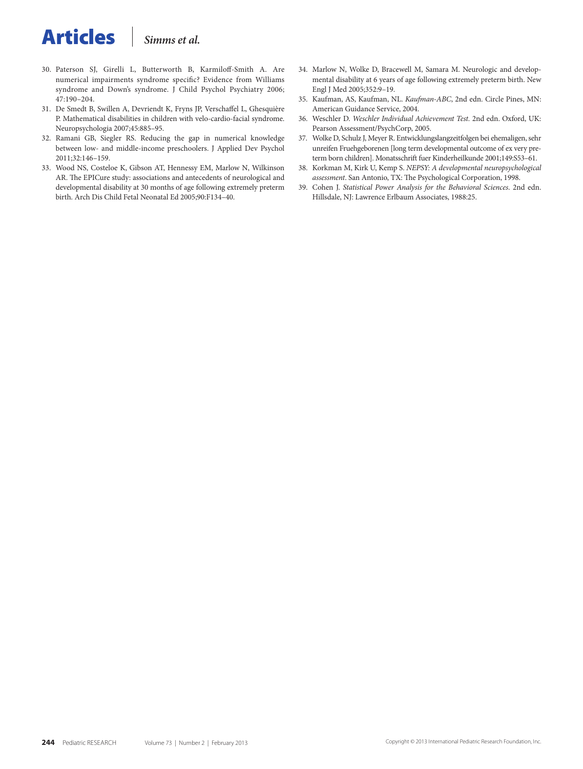30. Paterson SJ, Girelli L, Butterworth B, Karmiloff-Smith A. Are numerical impairments syndrome specific? Evidence from Williams syndrome and Down's syndrome. J Child Psychol Psychiatry 2006; 47:190–204.
31. De Smedt B, Swillen A, Devriendt K, Fryns JP, Verschaffel L, Ghesquière P. Mathematical disabilities in children with velo-cardio-facial syndrome. Neuropsychologia 2007;45:885–95.
32. Ramani GB, Siegler RS. Reducing the gap in numerical knowledge between low- and middle-income preschoolers. J Applied Dev Psychol 2011;32:146–159.
33. Wood NS, Costeloe K, Gibson AT, Hennessy EM, Marlow N, Wilkinson AR. The EPICure study: associations and antecedents of neurological and developmental disability at 30 months of age following extremely preterm birth. Arch Dis Child Fetal Neonatal Ed 2005;90:F134–40.
34. Marlow N, Wolke D, Bracewell M, Samara M. Neurologic and developmental disability at 6 years of age following extremely preterm birth. New Engl J Med 2005;352:9–19.
35. Kaufman, AS, Kaufman, NL. *Kaufman-ABC*, 2nd edn. Circle Pines, MN: American Guidance Service, 2004.
36. Weschler D. *Weschler Individual Achievement Test.* 2nd edn. Oxford, UK: Pearson Assessment/PsychCorp, 2005.
37. Wolke D, Schulz J, Meyer R. Entwicklungslangzeitfolgen bei ehemaligen, sehr unreifen Fruehgeborenen [long term developmental outcome of ex very preterm born children]. Monatsschrift fuer Kinderheilkunde 2001;149:S53–61.
38. Korkman M, Kirk U, Kemp S. *NEPSY: A developmental neuropsychological assessment*. San Antonio, TX: The Psychological Corporation, 1998.
39. Cohen J. *Statistical Power Analysis for the Behavioral Sciences*. 2nd edn. Hillsdale, NJ: Lawrence Erlbaum Associates, 1988:25.